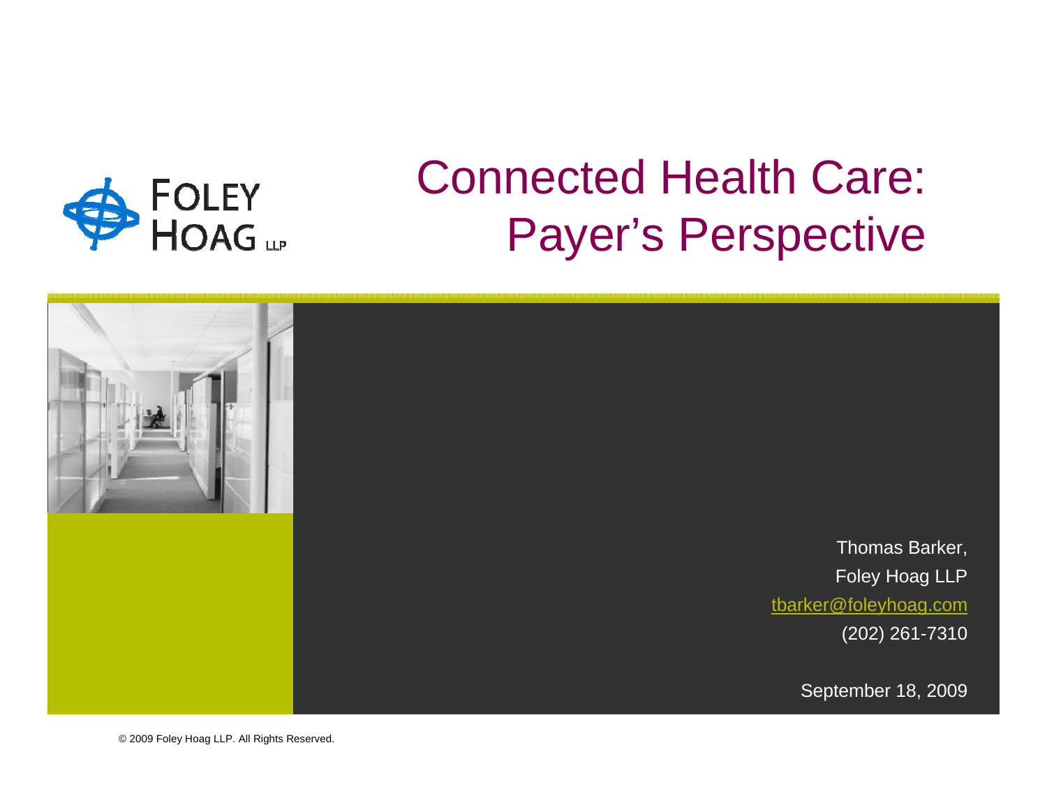FOLEY HOAG LLP

# Connected Health Care: Payer's Perspective

Thomas Barker,
Foley Hoag LLP
tbarker@foleyhoag.com
(202) 261-7310

September 18, 2009

© 2009 Foley Hoag LLP. All Rights Reserved.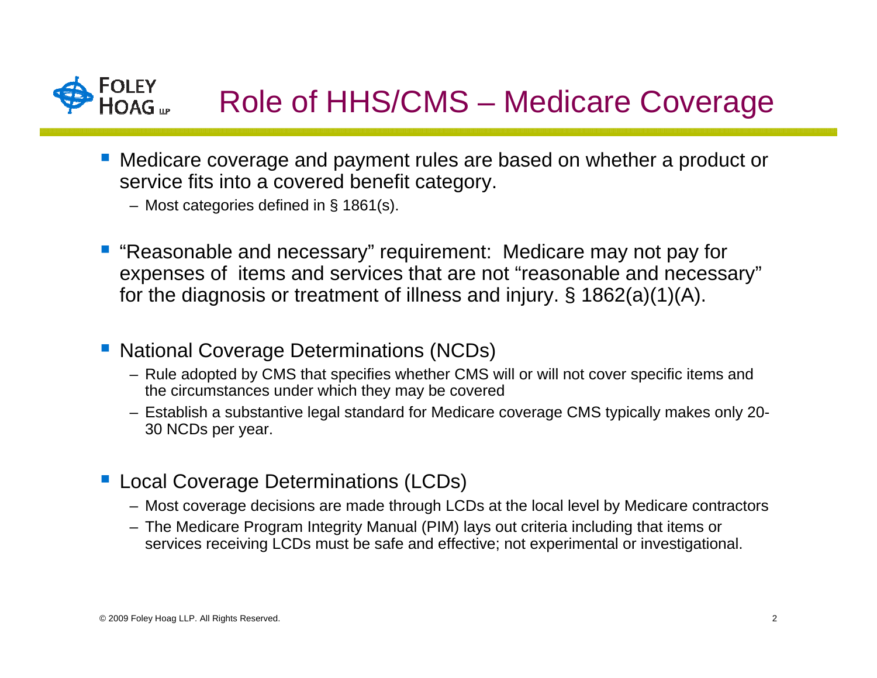# Role of HHS/CMS – Medicare Coverage

- Medicare coverage and payment rules are based on whether a product or service fits into a covered benefit category.
  - Most categories defined in § 1861(s).
- "Reasonable and necessary" requirement: Medicare may not pay for expenses of items and services that are not "reasonable and necessary" for the diagnosis or treatment of illness and injury. § 1862(a)(1)(A).
- National Coverage Determinations (NCDs)
  - Rule adopted by CMS that specifies whether CMS will or will not cover specific items and the circumstances under which they may be covered
  - Establish a substantive legal standard for Medicare coverage CMS typically makes only 20-30 NCDs per year.
- Local Coverage Determinations (LCDs)
  - Most coverage decisions are made through LCDs at the local level by Medicare contractors
  - The Medicare Program Integrity Manual (PIM) lays out criteria including that items or services receiving LCDs must be safe and effective; not experimental or investigational.

© 2009 Foley Hoag LLP. All Rights Reserved.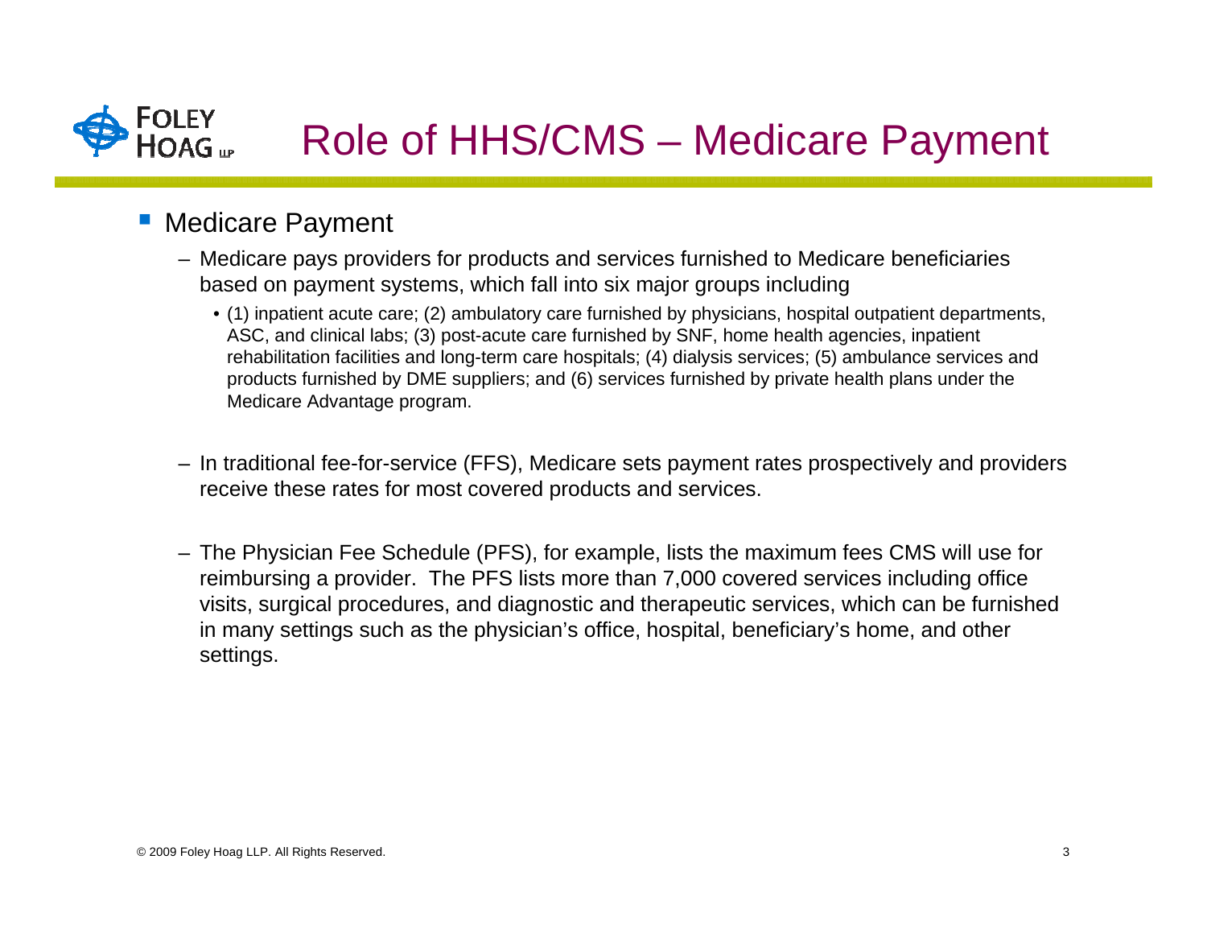# Role of HHS/CMS – Medicare Payment

- Medicare Payment
  - Medicare pays providers for products and services furnished to Medicare beneficiaries based on payment systems, which fall into six major groups including
    - (1) inpatient acute care; (2) ambulatory care furnished by physicians, hospital outpatient departments, ASC, and clinical labs; (3) post-acute care furnished by SNF, home health agencies, inpatient rehabilitation facilities and long-term care hospitals; (4) dialysis services; (5) ambulance services and products furnished by DME suppliers; and (6) services furnished by private health plans under the Medicare Advantage program.
  - In traditional fee-for-service (FFS), Medicare sets payment rates prospectively and providers receive these rates for most covered products and services.
  - The Physician Fee Schedule (PFS), for example, lists the maximum fees CMS will use for reimbursing a provider. The PFS lists more than 7,000 covered services including office visits, surgical procedures, and diagnostic and therapeutic services, which can be furnished in many settings such as the physician's office, hospital, beneficiary's home, and other settings.

© 2009 Foley Hoag LLP. All Rights Reserved.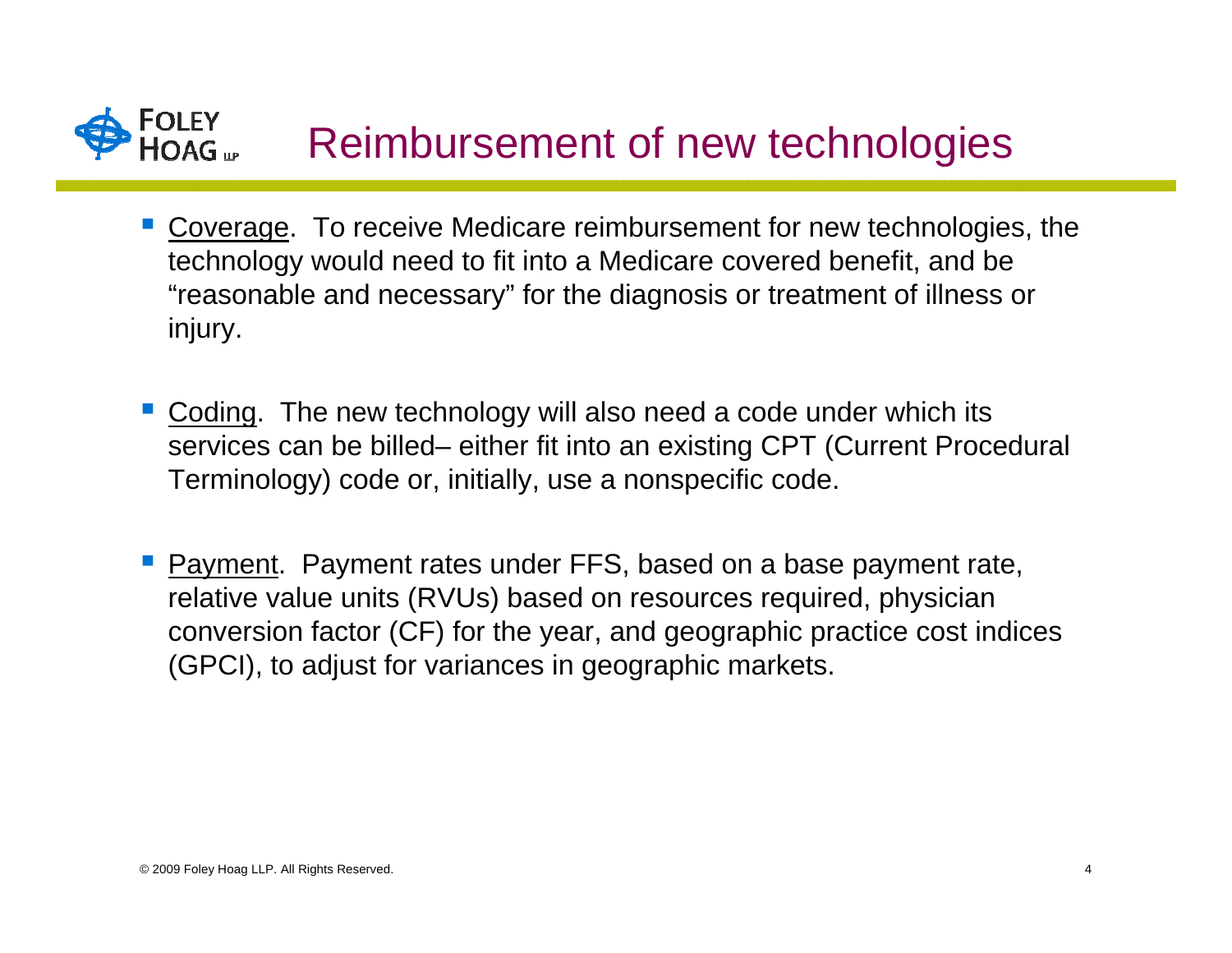# Reimbursement of new technologies

- Coverage. To receive Medicare reimbursement for new technologies, the technology would need to fit into a Medicare covered benefit, and be "reasonable and necessary" for the diagnosis or treatment of illness or injury.

- Coding. The new technology will also need a code under which its services can be billed– either fit into an existing CPT (Current Procedural Terminology) code or, initially, use a nonspecific code.

- Payment. Payment rates under FFS, based on a base payment rate, relative value units (RVUs) based on resources required, physician conversion factor (CF) for the year, and geographic practice cost indices (GPCI), to adjust for variances in geographic markets.

© 2009 Foley Hoag LLP. All Rights Reserved.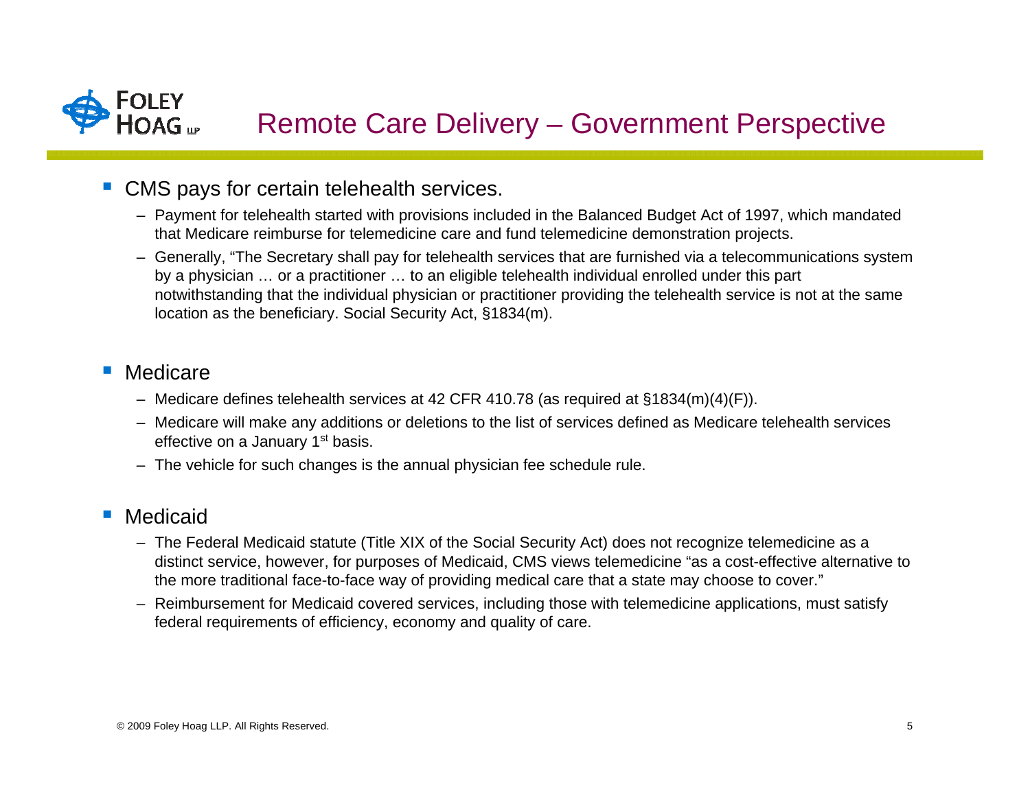# Remote Care Delivery – Government Perspective

- CMS pays for certain telehealth services.
  - Payment for telehealth started with provisions included in the Balanced Budget Act of 1997, which mandated that Medicare reimburse for telemedicine care and fund telemedicine demonstration projects.
  - Generally, "The Secretary shall pay for telehealth services that are furnished via a telecommunications system by a physician … or a practitioner … to an eligible telehealth individual enrolled under this part notwithstanding that the individual physician or practitioner providing the telehealth service is not at the same location as the beneficiary. Social Security Act, §1834(m).

- Medicare
  - Medicare defines telehealth services at 42 CFR 410.78 (as required at §1834(m)(4)(F)).
  - Medicare will make any additions or deletions to the list of services defined as Medicare telehealth services effective on a January 1st basis.
  - The vehicle for such changes is the annual physician fee schedule rule.

- Medicaid
  - The Federal Medicaid statute (Title XIX of the Social Security Act) does not recognize telemedicine as a distinct service, however, for purposes of Medicaid, CMS views telemedicine "as a cost-effective alternative to the more traditional face-to-face way of providing medical care that a state may choose to cover."
  - Reimbursement for Medicaid covered services, including those with telemedicine applications, must satisfy federal requirements of efficiency, economy and quality of care.

© 2009 Foley Hoag LLP. All Rights Reserved.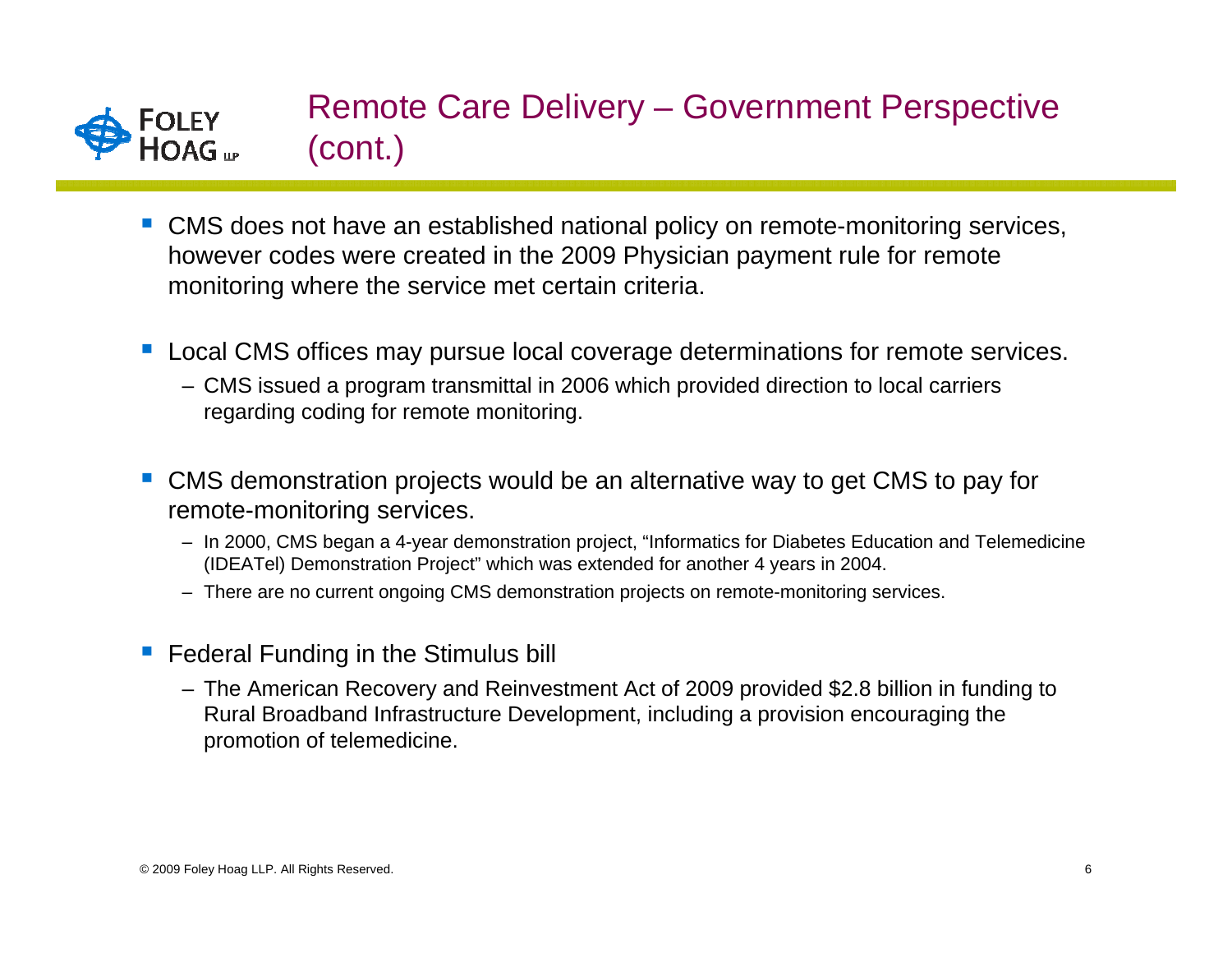# Remote Care Delivery – Government Perspective (cont.)

- CMS does not have an established national policy on remote-monitoring services, however codes were created in the 2009 Physician payment rule for remote monitoring where the service met certain criteria.

- Local CMS offices may pursue local coverage determinations for remote services.
  - CMS issued a program transmittal in 2006 which provided direction to local carriers regarding coding for remote monitoring.

- CMS demonstration projects would be an alternative way to get CMS to pay for remote-monitoring services.
  - In 2000, CMS began a 4-year demonstration project, "Informatics for Diabetes Education and Telemedicine (IDEATel) Demonstration Project" which was extended for another 4 years in 2004.
  - There are no current ongoing CMS demonstration projects on remote-monitoring services.

- Federal Funding in the Stimulus bill
  - The American Recovery and Reinvestment Act of 2009 provided $2.8 billion in funding to Rural Broadband Infrastructure Development, including a provision encouraging the promotion of telemedicine.

© 2009 Foley Hoag LLP. All Rights Reserved.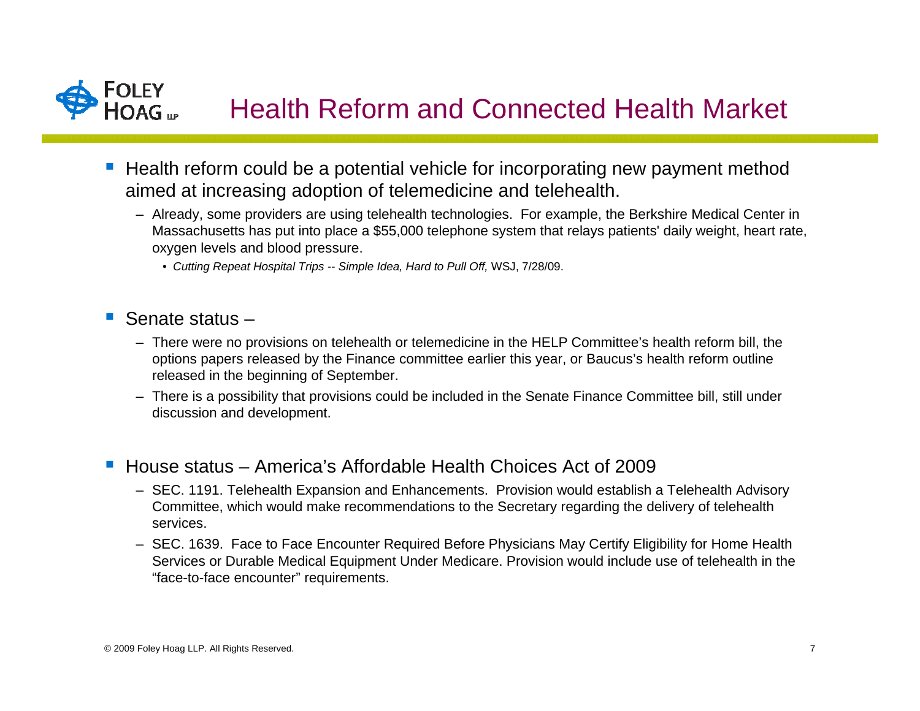# Health Reform and Connected Health Market

- Health reform could be a potential vehicle for incorporating new payment method aimed at increasing adoption of telemedicine and telehealth.
  - Already, some providers are using telehealth technologies. For example, the Berkshire Medical Center in Massachusetts has put into place a $55,000 telephone system that relays patients' daily weight, heart rate, oxygen levels and blood pressure.
    - *Cutting Repeat Hospital Trips -- Simple Idea, Hard to Pull Off,* WSJ, 7/28/09.

- Senate status –
  - There were no provisions on telehealth or telemedicine in the HELP Committee's health reform bill, the options papers released by the Finance committee earlier this year, or Baucus's health reform outline released in the beginning of September.
  - There is a possibility that provisions could be included in the Senate Finance Committee bill, still under discussion and development.

- House status – America's Affordable Health Choices Act of 2009
  - SEC. 1191. Telehealth Expansion and Enhancements. Provision would establish a Telehealth Advisory Committee, which would make recommendations to the Secretary regarding the delivery of telehealth services.
  - SEC. 1639. Face to Face Encounter Required Before Physicians May Certify Eligibility for Home Health Services or Durable Medical Equipment Under Medicare. Provision would include use of telehealth in the "face-to-face encounter" requirements.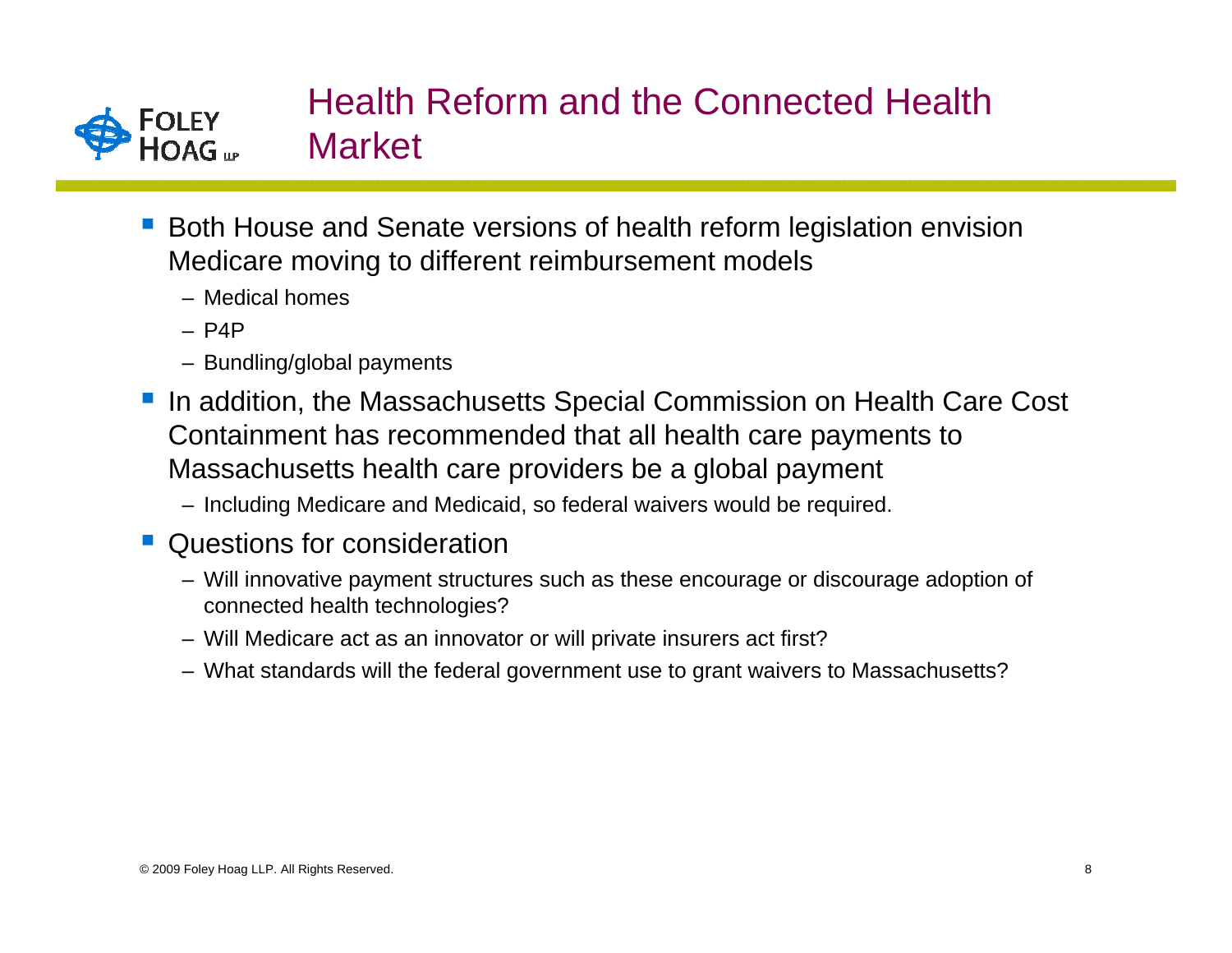# Health Reform and the Connected Health Market

- Both House and Senate versions of health reform legislation envision Medicare moving to different reimbursement models
  - Medical homes
  - P4P
  - Bundling/global payments
- In addition, the Massachusetts Special Commission on Health Care Cost Containment has recommended that all health care payments to Massachusetts health care providers be a global payment
  - Including Medicare and Medicaid, so federal waivers would be required.
- Questions for consideration
  - Will innovative payment structures such as these encourage or discourage adoption of connected health technologies?
  - Will Medicare act as an innovator or will private insurers act first?
  - What standards will the federal government use to grant waivers to Massachusetts?

© 2009 Foley Hoag LLP. All Rights Reserved.